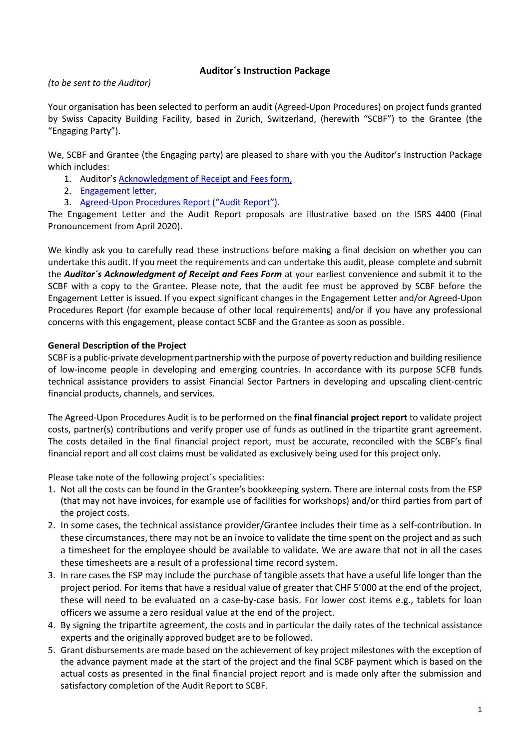## Auditor´s Instruction Package

*(to be sent to the Auditor)*

Your organisation has been selected to perform an audit (Agreed-Upon Procedures) on project funds granted by Swiss Capacity Building Facility, based in Zurich, Switzerland, (herewith "SCBF") to the Grantee (the "Engaging Party").

We, SCBF and Grantee (the Engaging party) are pleased to share with you the Auditor's Instruction Package which includes:

1. Auditor's Acknowledgment of Receipt and Fees form,
2. Engagement letter,
3. Agreed-Upon Procedures Report ("Audit Report").

The Engagement Letter and the Audit Report proposals are illustrative based on the ISRS 4400 (Final Pronouncement from April 2020).

We kindly ask you to carefully read these instructions before making a final decision on whether you can undertake this audit. If you meet the requirements and can undertake this audit, please complete and submit the ***Auditor´s Acknowledgment of Receipt and Fees Form*** at your earliest convenience and submit it to the SCBF with a copy to the Grantee. Please note, that the audit fee must be approved by SCBF before the Engagement Letter is issued. If you expect significant changes in the Engagement Letter and/or Agreed-Upon Procedures Report (for example because of other local requirements) and/or if you have any professional concerns with this engagement, please contact SCBF and the Grantee as soon as possible.

**General Description of the Project**

SCBF is a public-private development partnership with the purpose of poverty reduction and building resilience of low-income people in developing and emerging countries. In accordance with its purpose SCFB funds technical assistance providers to assist Financial Sector Partners in developing and upscaling client-centric financial products, channels, and services.

The Agreed-Upon Procedures Audit is to be performed on the **final financial project report** to validate project costs, partner(s) contributions and verify proper use of funds as outlined in the tripartite grant agreement. The costs detailed in the final financial project report, must be accurate, reconciled with the SCBF's final financial report and all cost claims must be validated as exclusively being used for this project only.

Please take note of the following project´s specialities:

1. Not all the costs can be found in the Grantee's bookkeeping system. There are internal costs from the FSP (that may not have invoices, for example use of facilities for workshops) and/or third parties from part of the project costs.
2. In some cases, the technical assistance provider/Grantee includes their time as a self-contribution. In these circumstances, there may not be an invoice to validate the time spent on the project and as such a timesheet for the employee should be available to validate. We are aware that not in all the cases these timesheets are a result of a professional time record system.
3. In rare cases the FSP may include the purchase of tangible assets that have a useful life longer than the project period. For items that have a residual value of greater that CHF 5'000 at the end of the project, these will need to be evaluated on a case-by-case basis. For lower cost items e.g., tablets for loan officers we assume a zero residual value at the end of the project.
4. By signing the tripartite agreement, the costs and in particular the daily rates of the technical assistance experts and the originally approved budget are to be followed.
5. Grant disbursements are made based on the achievement of key project milestones with the exception of the advance payment made at the start of the project and the final SCBF payment which is based on the actual costs as presented in the final financial project report and is made only after the submission and satisfactory completion of the Audit Report to SCBF.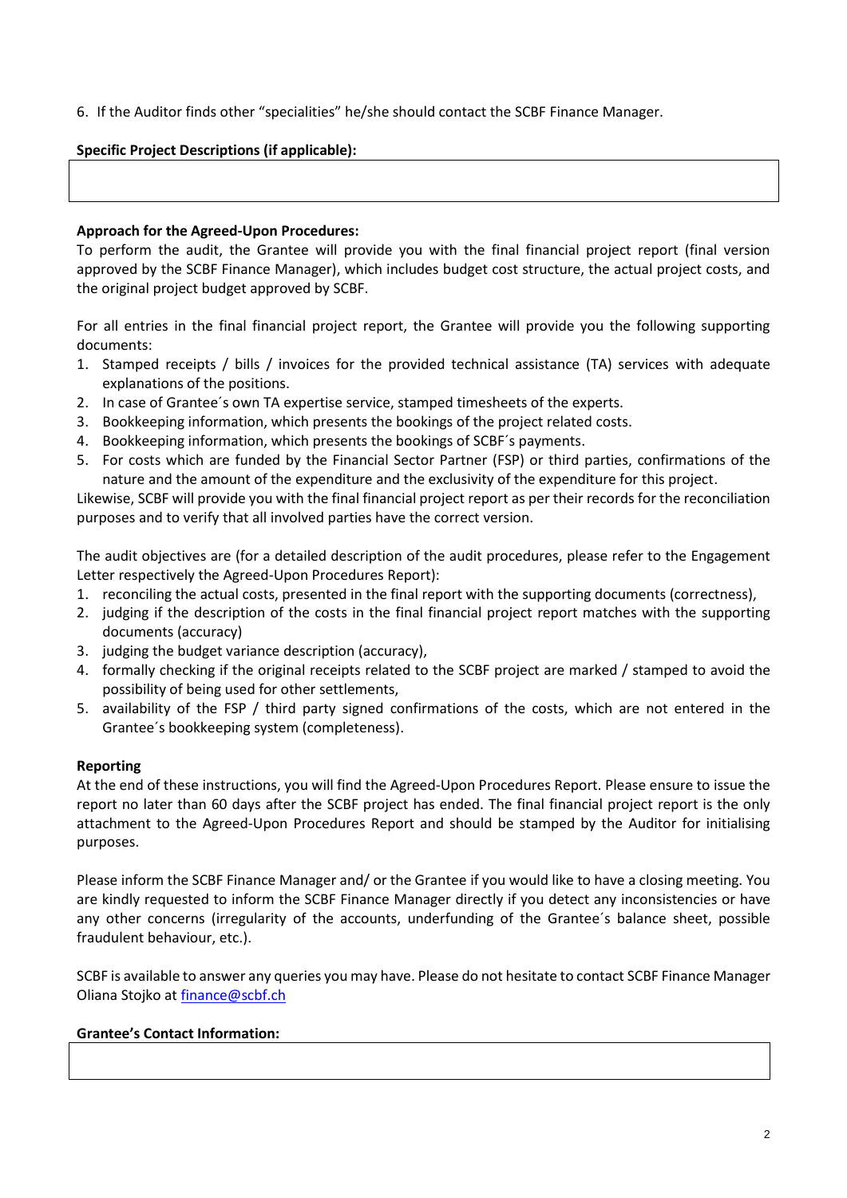6. If the Auditor finds other “specialities” he/she should contact the SCBF Finance Manager.

**Specific Project Descriptions (if applicable):**

**Approach for the Agreed-Upon Procedures:**

To perform the audit, the Grantee will provide you with the final financial project report (final version approved by the SCBF Finance Manager), which includes budget cost structure, the actual project costs, and the original project budget approved by SCBF.

For all entries in the final financial project report, the Grantee will provide you the following supporting documents:

1. Stamped receipts / bills / invoices for the provided technical assistance (TA) services with adequate explanations of the positions.
2. In case of Grantee´s own TA expertise service, stamped timesheets of the experts.
3. Bookkeeping information, which presents the bookings of the project related costs.
4. Bookkeeping information, which presents the bookings of SCBF´s payments.
5. For costs which are funded by the Financial Sector Partner (FSP) or third parties, confirmations of the nature and the amount of the expenditure and the exclusivity of the expenditure for this project.

Likewise, SCBF will provide you with the final financial project report as per their records for the reconciliation purposes and to verify that all involved parties have the correct version.

The audit objectives are (for a detailed description of the audit procedures, please refer to the Engagement Letter respectively the Agreed-Upon Procedures Report):

1. reconciling the actual costs, presented in the final report with the supporting documents (correctness),
2. judging if the description of the costs in the final financial project report matches with the supporting documents (accuracy)
3. judging the budget variance description (accuracy),
4. formally checking if the original receipts related to the SCBF project are marked / stamped to avoid the possibility of being used for other settlements,
5. availability of the FSP / third party signed confirmations of the costs, which are not entered in the Grantee´s bookkeeping system (completeness).

**Reporting**

At the end of these instructions, you will find the Agreed-Upon Procedures Report. Please ensure to issue the report no later than 60 days after the SCBF project has ended. The final financial project report is the only attachment to the Agreed-Upon Procedures Report and should be stamped by the Auditor for initialising purposes.

Please inform the SCBF Finance Manager and/ or the Grantee if you would like to have a closing meeting. You are kindly requested to inform the SCBF Finance Manager directly if you detect any inconsistencies or have any other concerns (irregularity of the accounts, underfunding of the Grantee´s balance sheet, possible fraudulent behaviour, etc.).

SCBF is available to answer any queries you may have. Please do not hesitate to contact SCBF Finance Manager Oliana Stojko at finance@scbf.ch

**Grantee’s Contact Information:**